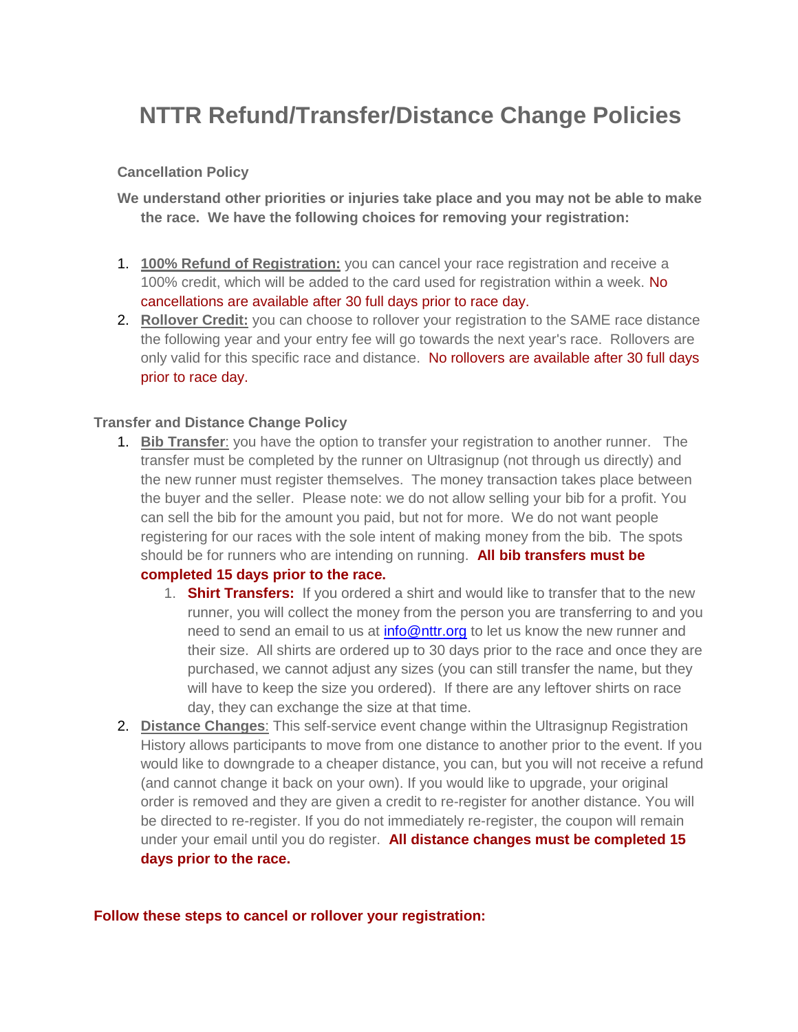# NTTR Refund/Transfer/Distance Change Policies

**Cancellation Policy**

**We understand other priorities or injuries take place and you may not be able to make the race. We have the following choices for removing your registration:**

1. **100% Refund of Registration:** you can cancel your race registration and receive a 100% credit, which will be added to the card used for registration within a week. No cancellations are available after 30 full days prior to race day.
2. **Rollover Credit:** you can choose to rollover your registration to the SAME race distance the following year and your entry fee will go towards the next year's race. Rollovers are only valid for this specific race and distance. No rollovers are available after 30 full days prior to race day.

**Transfer and Distance Change Policy**

1. **Bib Transfer**: you have the option to transfer your registration to another runner. The transfer must be completed by the runner on Ultrasignup (not through us directly) and the new runner must register themselves. The money transaction takes place between the buyer and the seller. Please note: we do not allow selling your bib for a profit. You can sell the bib for the amount you paid, but not for more. We do not want people registering for our races with the sole intent of making money from the bib. The spots should be for runners who are intending on running. **All bib transfers must be completed 15 days prior to the race.**
    1. **Shirt Transfers:** If you ordered a shirt and would like to transfer that to the new runner, you will collect the money from the person you are transferring to and you need to send an email to us at info@nttr.org to let us know the new runner and their size. All shirts are ordered up to 30 days prior to the race and once they are purchased, we cannot adjust any sizes (you can still transfer the name, but they will have to keep the size you ordered). If there are any leftover shirts on race day, they can exchange the size at that time.
2. **Distance Changes**: This self-service event change within the Ultrasignup Registration History allows participants to move from one distance to another prior to the event. If you would like to downgrade to a cheaper distance, you can, but you will not receive a refund (and cannot change it back on your own). If you would like to upgrade, your original order is removed and they are given a credit to re-register for another distance. You will be directed to re-register. If you do not immediately re-register, the coupon will remain under your email until you do register. **All distance changes must be completed 15 days prior to the race.**

**Follow these steps to cancel or rollover your registration:**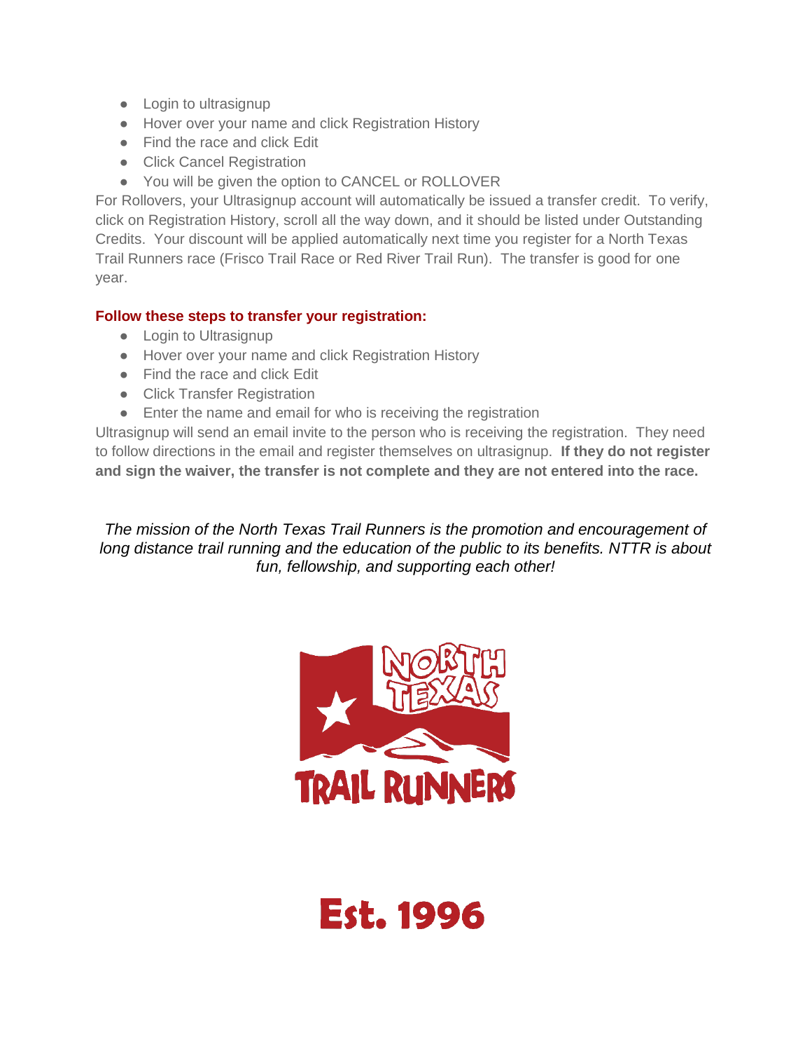- Login to ultrasignup
- Hover over your name and click Registration History
- Find the race and click Edit
- Click Cancel Registration
- You will be given the option to CANCEL or ROLLOVER

For Rollovers, your Ultrasignup account will automatically be issued a transfer credit. To verify, click on Registration History, scroll all the way down, and it should be listed under Outstanding Credits. Your discount will be applied automatically next time you register for a North Texas Trail Runners race (Frisco Trail Race or Red River Trail Run). The transfer is good for one year.

**Follow these steps to transfer your registration:**

- Login to Ultrasignup
- Hover over your name and click Registration History
- Find the race and click Edit
- Click Transfer Registration
- Enter the name and email for who is receiving the registration

Ultrasignup will send an email invite to the person who is receiving the registration. They need to follow directions in the email and register themselves on ultrasignup. **If they do not register and sign the waiver, the transfer is not complete and they are not entered into the race.**

*The mission of the North Texas Trail Runners is the promotion and encouragement of long distance trail running and the education of the public to its benefits. NTTR is about fun, fellowship, and supporting each other!*

NORTH TEXAS TRAIL RUNNERS

Est. 1996